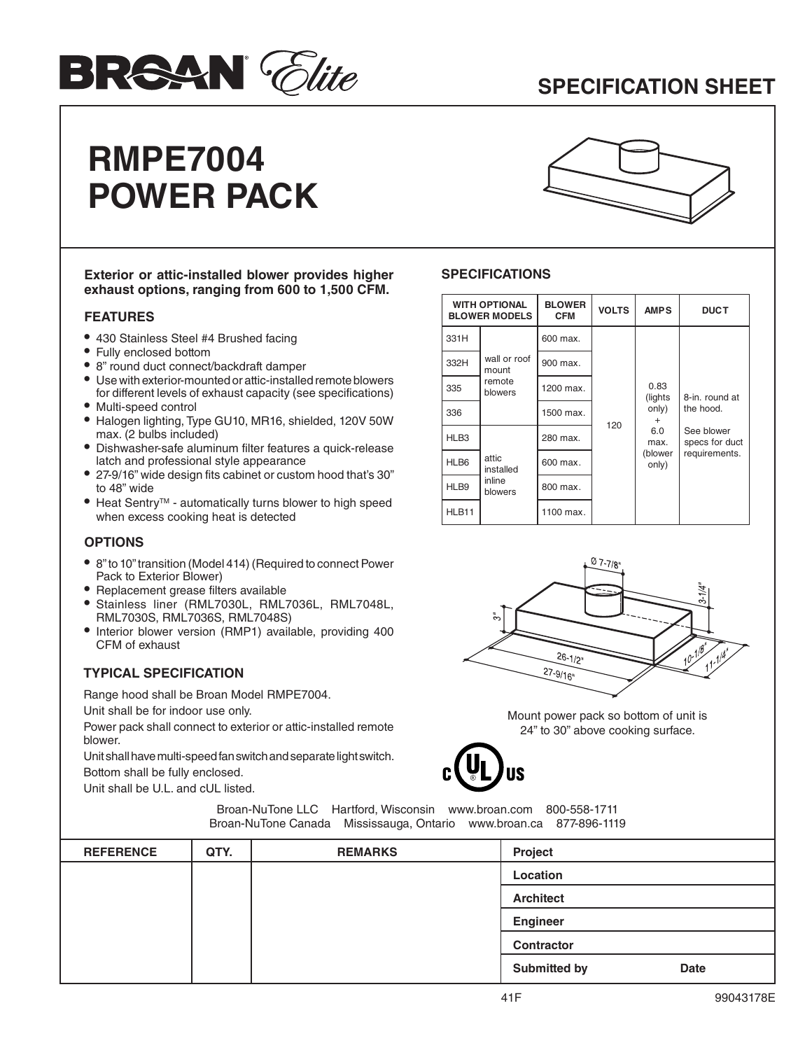# BROAN Elite

## SPECIFICATION SHEET

# RMPE7004 POWER PACK

**Exterior or attic-installed blower provides higher exhaust options, ranging from 600 to 1,500 CFM.**

### FEATURES

- 430 Stainless Steel #4 Brushed facing
- Fully enclosed bottom
- 8" round duct connect/backdraft damper
- Use with exterior-mounted or attic-installed remote blowers for different levels of exhaust capacity (see specifications)
- Multi-speed control
- Halogen lighting, Type GU10, MR16, shielded, 120V 50W max. (2 bulbs included)
- Dishwasher-safe aluminum filter features a quick-release latch and professional style appearance
- 27-9/16" wide design fits cabinet or custom hood that's 30" to 48" wide
- Heat Sentry™ - automatically turns blower to high speed when excess cooking heat is detected

### OPTIONS

- 8" to 10" transition (Model 414) (Required to connect Power Pack to Exterior Blower)
- Replacement grease filters available
- Stainless liner (RML7030L, RML7036L, RML7048L, RML7030S, RML7036S, RML7048S)
- Interior blower version (RMP1) available, providing 400 CFM of exhaust

### TYPICAL SPECIFICATION

Range hood shall be Broan Model RMPE7004.

Unit shall be for indoor use only.

Power pack shall connect to exterior or attic-installed remote blower.

Unit shall have multi-speed fan switch and separate light switch.

Bottom shall be fully enclosed.

Unit shall be U.L. and cUL listed.

### SPECIFICATIONS

| WITH OPTIONAL BLOWER MODELS | | BLOWER CFM | VOLTS | AMPS | DUCT |
|---|---|---|---|---|---|
| 331H | wall or roof mount remote blowers | 600 max. | 120 | 0.83 (lights only) + 6.0 max. (blower only) | 8-in. round at the hood. See blower specs for duct requirements. |
| 332H | | 900 max. | | | |
| 335 | | 1200 max. | | | |
| 336 | | 1500 max. | | | |
| HLB3 | attic installed inline blowers | 280 max. | | | |
| HLB6 | | 600 max. | | | |
| HLB9 | | 800 max. | | | |
| HLB11 | | 1100 max. | | | |

Ø 7-7/8", 3-1/4", 3", 26-1/2", 27-9/16", 10-1/8", 11-1/4"

Mount power pack so bottom of unit is 24" to 30" above cooking surface.

Broan-NuTone LLC Hartford, Wisconsin www.broan.com 800-558-1711
Broan-NuTone Canada Mississauga, Ontario www.broan.ca 877-896-1119

| REFERENCE | QTY. | REMARKS | Project |
|---|---|---|---|
| | | | Location |
| | | | Architect |
| | | | Engineer |
| | | | Contractor |
| | | | Submitted by Date |

41F 99043178E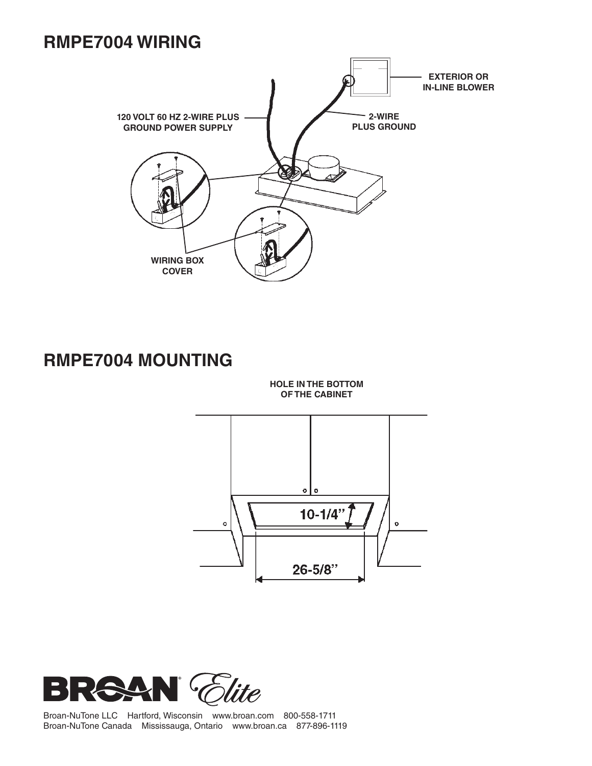## RMPE7004 WIRING

EXTERIOR OR IN-LINE BLOWER

120 VOLT 60 HZ 2-WIRE PLUS GROUND POWER SUPPLY

2-WIRE PLUS GROUND

WIRING BOX COVER

## RMPE7004 MOUNTING

HOLE IN THE BOTTOM OF THE CABINET

10-1/4"

26-5/8"

BROAN Elite

Broan-NuTone LLC Hartford, Wisconsin www.broan.com 800-558-1711
Broan-NuTone Canada Mississauga, Ontario www.broan.ca 877-896-1119